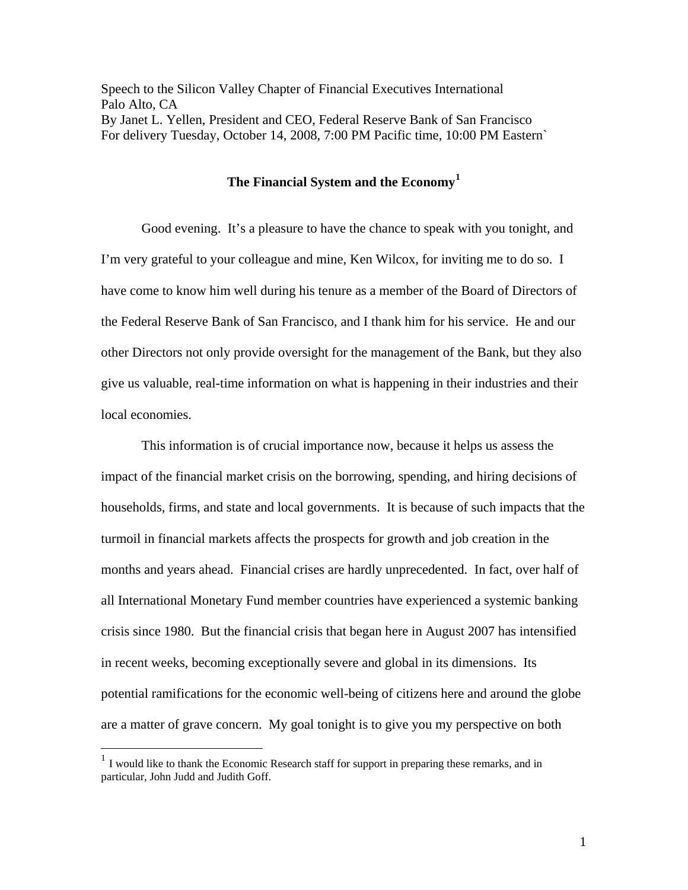Speech to the Silicon Valley Chapter of Financial Executives International
Palo Alto, CA
By Janet L. Yellen, President and CEO, Federal Reserve Bank of San Francisco
For delivery Tuesday, October 14, 2008, 7:00 PM Pacific time, 10:00 PM Eastern`

## The Financial System and the Economy[1]

Good evening. It's a pleasure to have the chance to speak with you tonight, and I'm very grateful to your colleague and mine, Ken Wilcox, for inviting me to do so. I have come to know him well during his tenure as a member of the Board of Directors of the Federal Reserve Bank of San Francisco, and I thank him for his service. He and our other Directors not only provide oversight for the management of the Bank, but they also give us valuable, real-time information on what is happening in their industries and their local economies.

This information is of crucial importance now, because it helps us assess the impact of the financial market crisis on the borrowing, spending, and hiring decisions of households, firms, and state and local governments. It is because of such impacts that the turmoil in financial markets affects the prospects for growth and job creation in the months and years ahead. Financial crises are hardly unprecedented. In fact, over half of all International Monetary Fund member countries have experienced a systemic banking crisis since 1980. But the financial crisis that began here in August 2007 has intensified in recent weeks, becoming exceptionally severe and global in its dimensions. Its potential ramifications for the economic well-being of citizens here and around the globe are a matter of grave concern. My goal tonight is to give you my perspective on both

[1] I would like to thank the Economic Research staff for support in preparing these remarks, and in particular, John Judd and Judith Goff.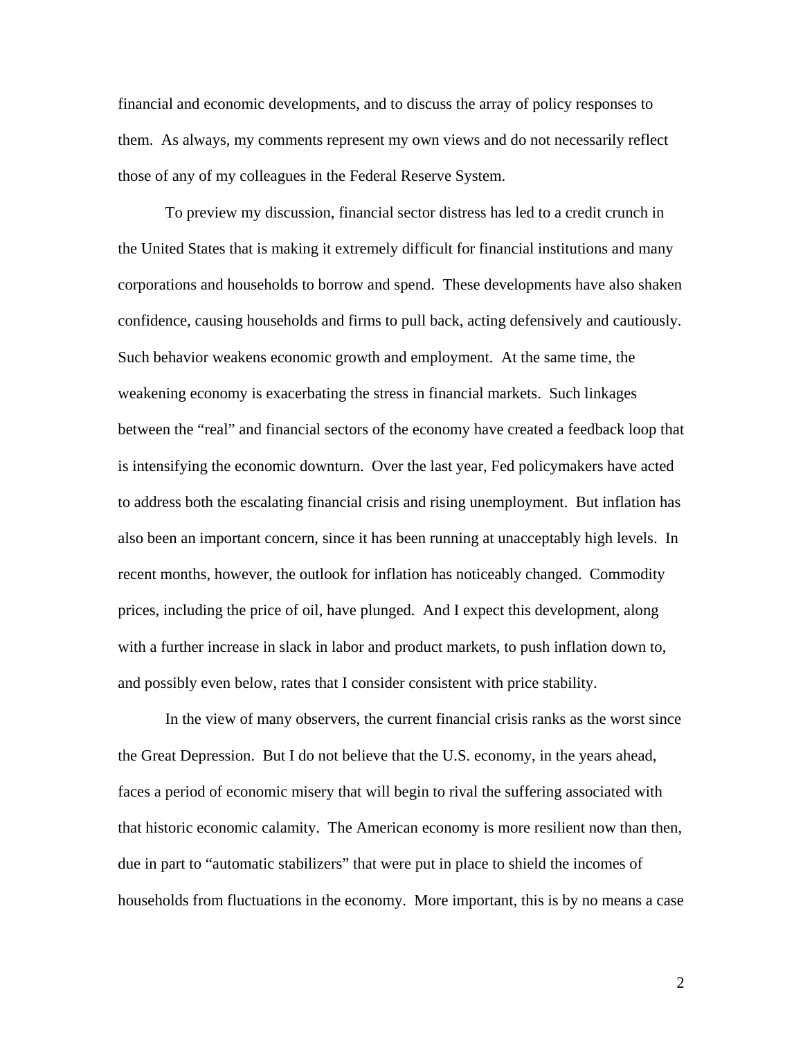financial and economic developments, and to discuss the array of policy responses to them. As always, my comments represent my own views and do not necessarily reflect those of any of my colleagues in the Federal Reserve System.

To preview my discussion, financial sector distress has led to a credit crunch in the United States that is making it extremely difficult for financial institutions and many corporations and households to borrow and spend. These developments have also shaken confidence, causing households and firms to pull back, acting defensively and cautiously. Such behavior weakens economic growth and employment. At the same time, the weakening economy is exacerbating the stress in financial markets. Such linkages between the "real" and financial sectors of the economy have created a feedback loop that is intensifying the economic downturn. Over the last year, Fed policymakers have acted to address both the escalating financial crisis and rising unemployment. But inflation has also been an important concern, since it has been running at unacceptably high levels. In recent months, however, the outlook for inflation has noticeably changed. Commodity prices, including the price of oil, have plunged. And I expect this development, along with a further increase in slack in labor and product markets, to push inflation down to, and possibly even below, rates that I consider consistent with price stability.

In the view of many observers, the current financial crisis ranks as the worst since the Great Depression. But I do not believe that the U.S. economy, in the years ahead, faces a period of economic misery that will begin to rival the suffering associated with that historic economic calamity. The American economy is more resilient now than then, due in part to "automatic stabilizers" that were put in place to shield the incomes of households from fluctuations in the economy. More important, this is by no means a case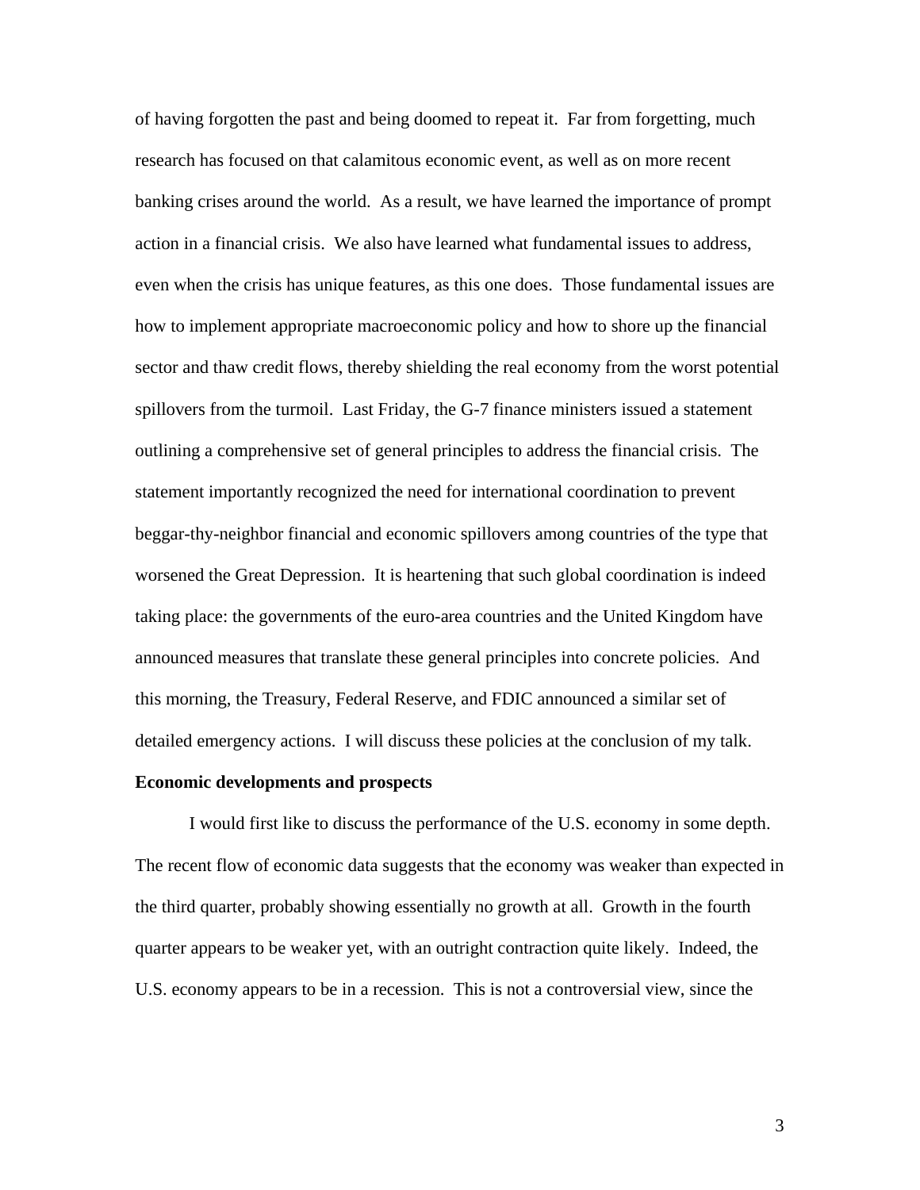of having forgotten the past and being doomed to repeat it. Far from forgetting, much research has focused on that calamitous economic event, as well as on more recent banking crises around the world. As a result, we have learned the importance of prompt action in a financial crisis. We also have learned what fundamental issues to address, even when the crisis has unique features, as this one does. Those fundamental issues are how to implement appropriate macroeconomic policy and how to shore up the financial sector and thaw credit flows, thereby shielding the real economy from the worst potential spillovers from the turmoil. Last Friday, the G-7 finance ministers issued a statement outlining a comprehensive set of general principles to address the financial crisis. The statement importantly recognized the need for international coordination to prevent beggar-thy-neighbor financial and economic spillovers among countries of the type that worsened the Great Depression. It is heartening that such global coordination is indeed taking place: the governments of the euro-area countries and the United Kingdom have announced measures that translate these general principles into concrete policies. And this morning, the Treasury, Federal Reserve, and FDIC announced a similar set of detailed emergency actions. I will discuss these policies at the conclusion of my talk.

**Economic developments and prospects**

I would first like to discuss the performance of the U.S. economy in some depth. The recent flow of economic data suggests that the economy was weaker than expected in the third quarter, probably showing essentially no growth at all. Growth in the fourth quarter appears to be weaker yet, with an outright contraction quite likely. Indeed, the U.S. economy appears to be in a recession. This is not a controversial view, since the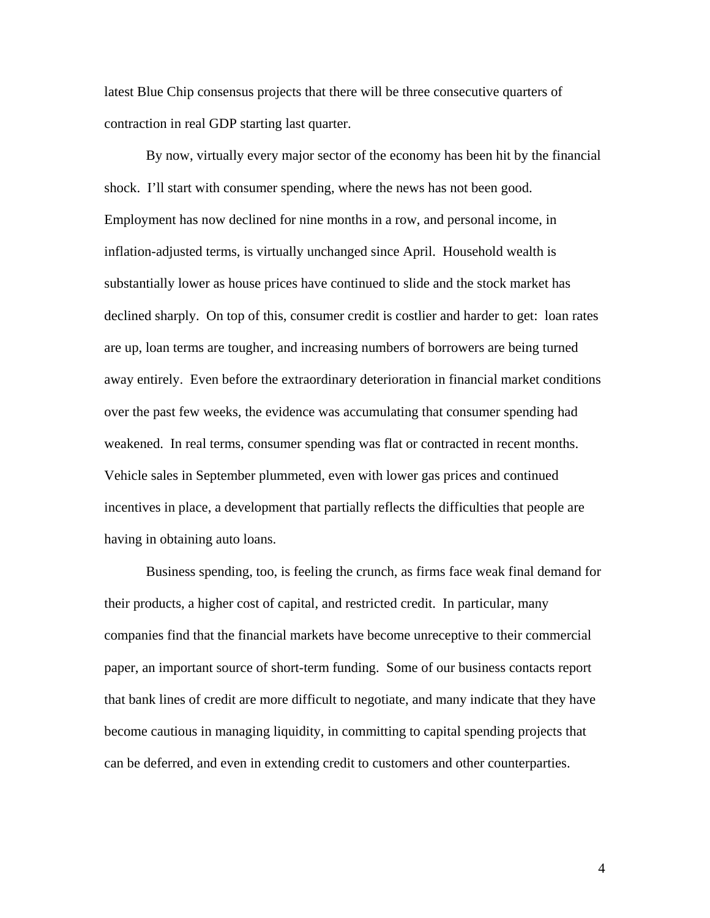latest Blue Chip consensus projects that there will be three consecutive quarters of contraction in real GDP starting last quarter.

By now, virtually every major sector of the economy has been hit by the financial shock. I'll start with consumer spending, where the news has not been good. Employment has now declined for nine months in a row, and personal income, in inflation-adjusted terms, is virtually unchanged since April. Household wealth is substantially lower as house prices have continued to slide and the stock market has declined sharply. On top of this, consumer credit is costlier and harder to get: loan rates are up, loan terms are tougher, and increasing numbers of borrowers are being turned away entirely. Even before the extraordinary deterioration in financial market conditions over the past few weeks, the evidence was accumulating that consumer spending had weakened. In real terms, consumer spending was flat or contracted in recent months. Vehicle sales in September plummeted, even with lower gas prices and continued incentives in place, a development that partially reflects the difficulties that people are having in obtaining auto loans.

Business spending, too, is feeling the crunch, as firms face weak final demand for their products, a higher cost of capital, and restricted credit. In particular, many companies find that the financial markets have become unreceptive to their commercial paper, an important source of short-term funding. Some of our business contacts report that bank lines of credit are more difficult to negotiate, and many indicate that they have become cautious in managing liquidity, in committing to capital spending projects that can be deferred, and even in extending credit to customers and other counterparties.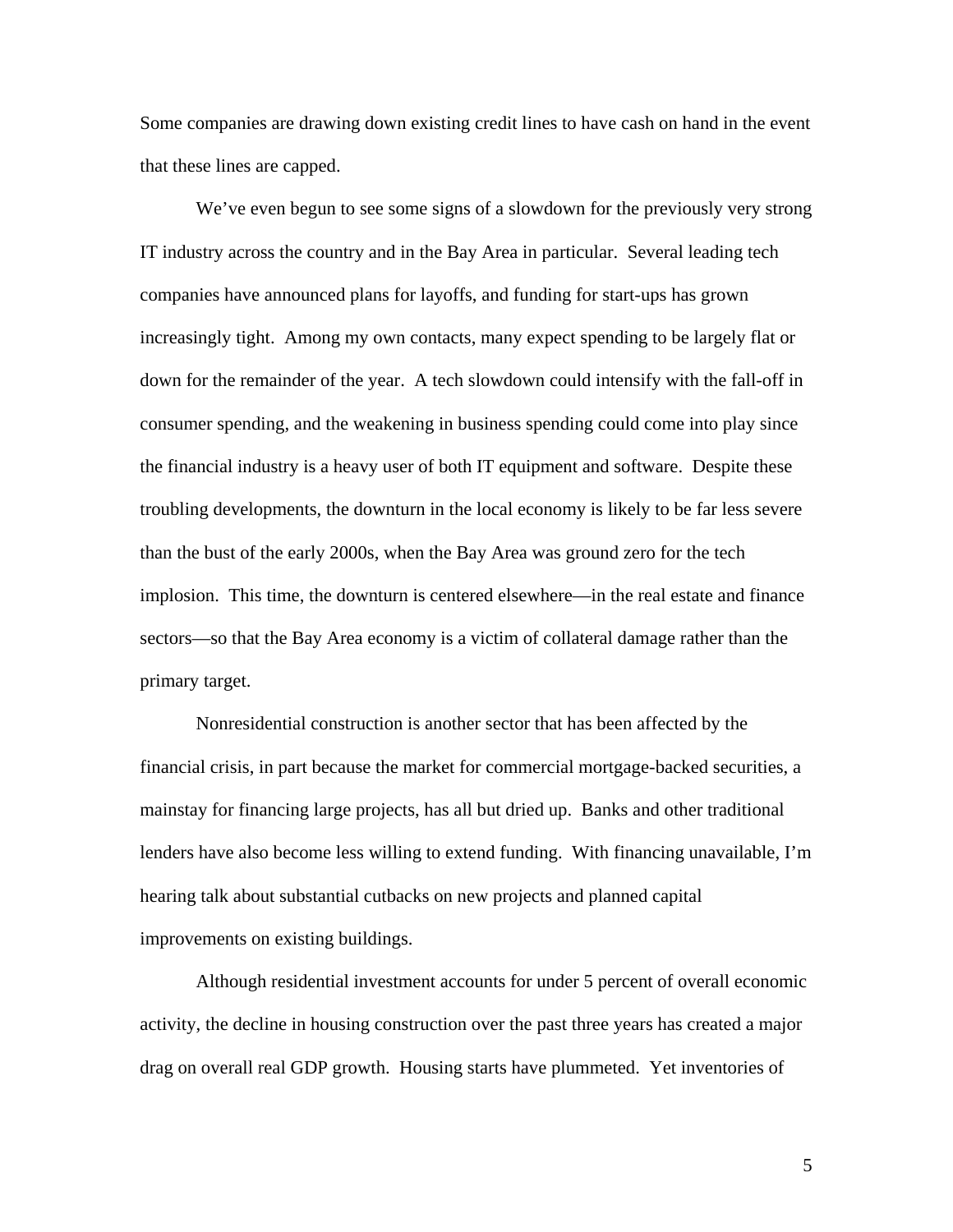Some companies are drawing down existing credit lines to have cash on hand in the event that these lines are capped.

We've even begun to see some signs of a slowdown for the previously very strong IT industry across the country and in the Bay Area in particular. Several leading tech companies have announced plans for layoffs, and funding for start-ups has grown increasingly tight. Among my own contacts, many expect spending to be largely flat or down for the remainder of the year. A tech slowdown could intensify with the fall-off in consumer spending, and the weakening in business spending could come into play since the financial industry is a heavy user of both IT equipment and software. Despite these troubling developments, the downturn in the local economy is likely to be far less severe than the bust of the early 2000s, when the Bay Area was ground zero for the tech implosion. This time, the downturn is centered elsewhere—in the real estate and finance sectors—so that the Bay Area economy is a victim of collateral damage rather than the primary target.

Nonresidential construction is another sector that has been affected by the financial crisis, in part because the market for commercial mortgage-backed securities, a mainstay for financing large projects, has all but dried up. Banks and other traditional lenders have also become less willing to extend funding. With financing unavailable, I'm hearing talk about substantial cutbacks on new projects and planned capital improvements on existing buildings.

Although residential investment accounts for under 5 percent of overall economic activity, the decline in housing construction over the past three years has created a major drag on overall real GDP growth. Housing starts have plummeted. Yet inventories of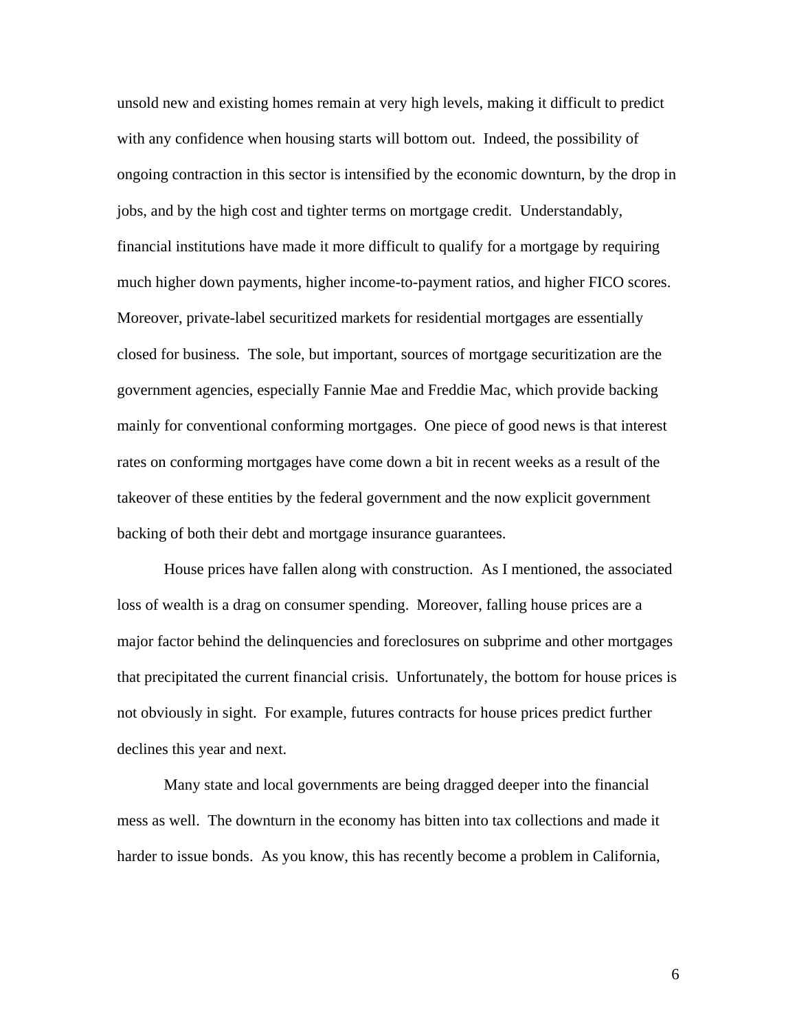unsold new and existing homes remain at very high levels, making it difficult to predict with any confidence when housing starts will bottom out. Indeed, the possibility of ongoing contraction in this sector is intensified by the economic downturn, by the drop in jobs, and by the high cost and tighter terms on mortgage credit. Understandably, financial institutions have made it more difficult to qualify for a mortgage by requiring much higher down payments, higher income-to-payment ratios, and higher FICO scores. Moreover, private-label securitized markets for residential mortgages are essentially closed for business. The sole, but important, sources of mortgage securitization are the government agencies, especially Fannie Mae and Freddie Mac, which provide backing mainly for conventional conforming mortgages. One piece of good news is that interest rates on conforming mortgages have come down a bit in recent weeks as a result of the takeover of these entities by the federal government and the now explicit government backing of both their debt and mortgage insurance guarantees.

House prices have fallen along with construction. As I mentioned, the associated loss of wealth is a drag on consumer spending. Moreover, falling house prices are a major factor behind the delinquencies and foreclosures on subprime and other mortgages that precipitated the current financial crisis. Unfortunately, the bottom for house prices is not obviously in sight. For example, futures contracts for house prices predict further declines this year and next.

Many state and local governments are being dragged deeper into the financial mess as well. The downturn in the economy has bitten into tax collections and made it harder to issue bonds. As you know, this has recently become a problem in California,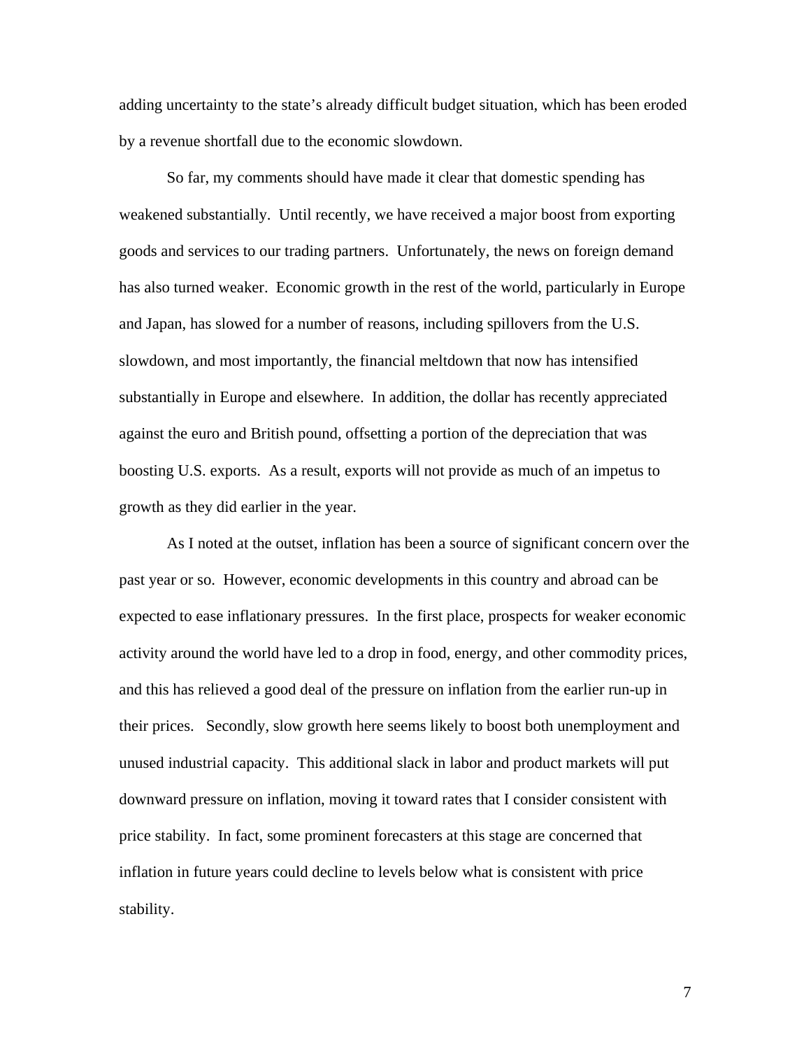adding uncertainty to the state's already difficult budget situation, which has been eroded by a revenue shortfall due to the economic slowdown.

So far, my comments should have made it clear that domestic spending has weakened substantially. Until recently, we have received a major boost from exporting goods and services to our trading partners. Unfortunately, the news on foreign demand has also turned weaker. Economic growth in the rest of the world, particularly in Europe and Japan, has slowed for a number of reasons, including spillovers from the U.S. slowdown, and most importantly, the financial meltdown that now has intensified substantially in Europe and elsewhere. In addition, the dollar has recently appreciated against the euro and British pound, offsetting a portion of the depreciation that was boosting U.S. exports. As a result, exports will not provide as much of an impetus to growth as they did earlier in the year.

As I noted at the outset, inflation has been a source of significant concern over the past year or so. However, economic developments in this country and abroad can be expected to ease inflationary pressures. In the first place, prospects for weaker economic activity around the world have led to a drop in food, energy, and other commodity prices, and this has relieved a good deal of the pressure on inflation from the earlier run-up in their prices. Secondly, slow growth here seems likely to boost both unemployment and unused industrial capacity. This additional slack in labor and product markets will put downward pressure on inflation, moving it toward rates that I consider consistent with price stability. In fact, some prominent forecasters at this stage are concerned that inflation in future years could decline to levels below what is consistent with price stability.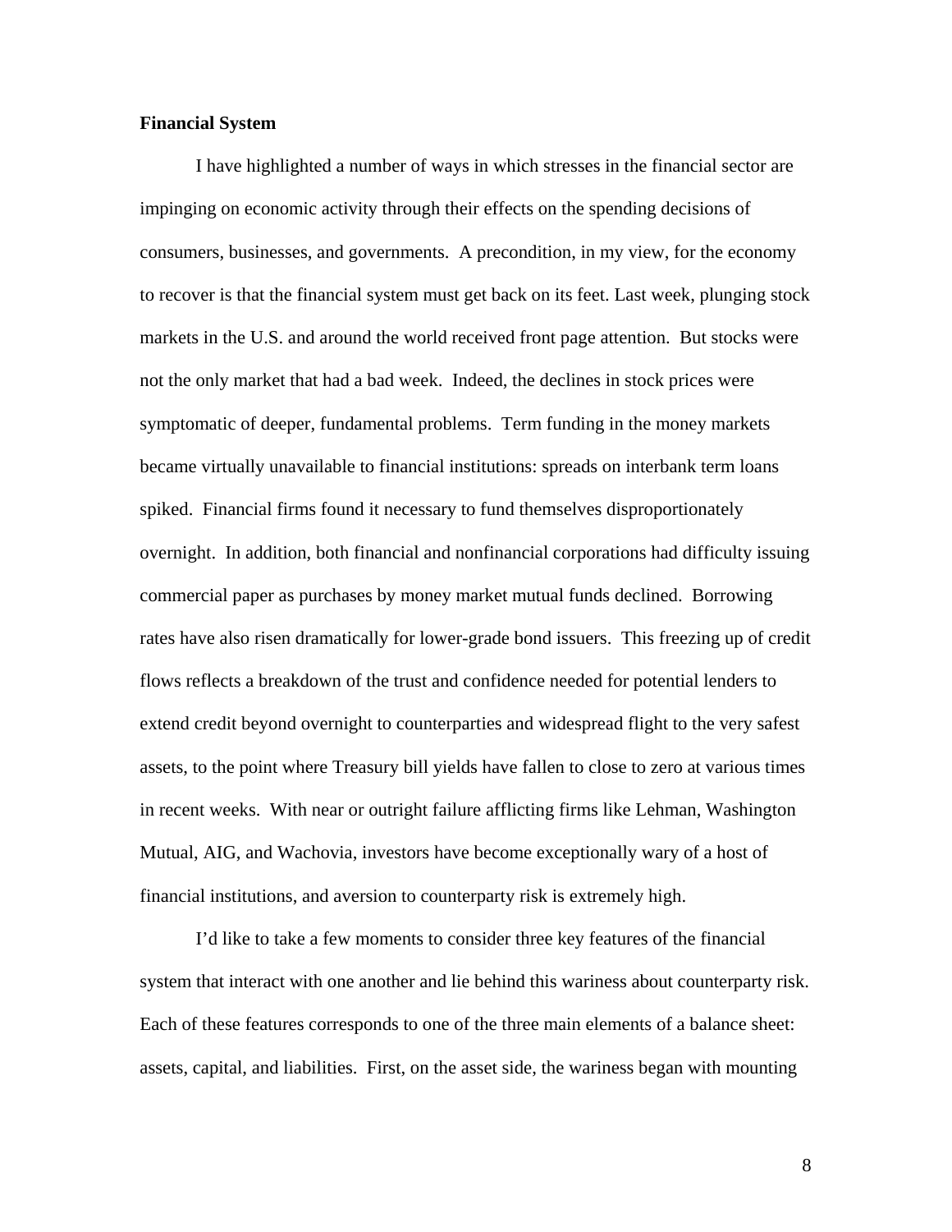**Financial System**

I have highlighted a number of ways in which stresses in the financial sector are impinging on economic activity through their effects on the spending decisions of consumers, businesses, and governments. A precondition, in my view, for the economy to recover is that the financial system must get back on its feet. Last week, plunging stock markets in the U.S. and around the world received front page attention. But stocks were not the only market that had a bad week. Indeed, the declines in stock prices were symptomatic of deeper, fundamental problems. Term funding in the money markets became virtually unavailable to financial institutions: spreads on interbank term loans spiked. Financial firms found it necessary to fund themselves disproportionately overnight. In addition, both financial and nonfinancial corporations had difficulty issuing commercial paper as purchases by money market mutual funds declined. Borrowing rates have also risen dramatically for lower-grade bond issuers. This freezing up of credit flows reflects a breakdown of the trust and confidence needed for potential lenders to extend credit beyond overnight to counterparties and widespread flight to the very safest assets, to the point where Treasury bill yields have fallen to close to zero at various times in recent weeks. With near or outright failure afflicting firms like Lehman, Washington Mutual, AIG, and Wachovia, investors have become exceptionally wary of a host of financial institutions, and aversion to counterparty risk is extremely high.

I'd like to take a few moments to consider three key features of the financial system that interact with one another and lie behind this wariness about counterparty risk. Each of these features corresponds to one of the three main elements of a balance sheet: assets, capital, and liabilities. First, on the asset side, the wariness began with mounting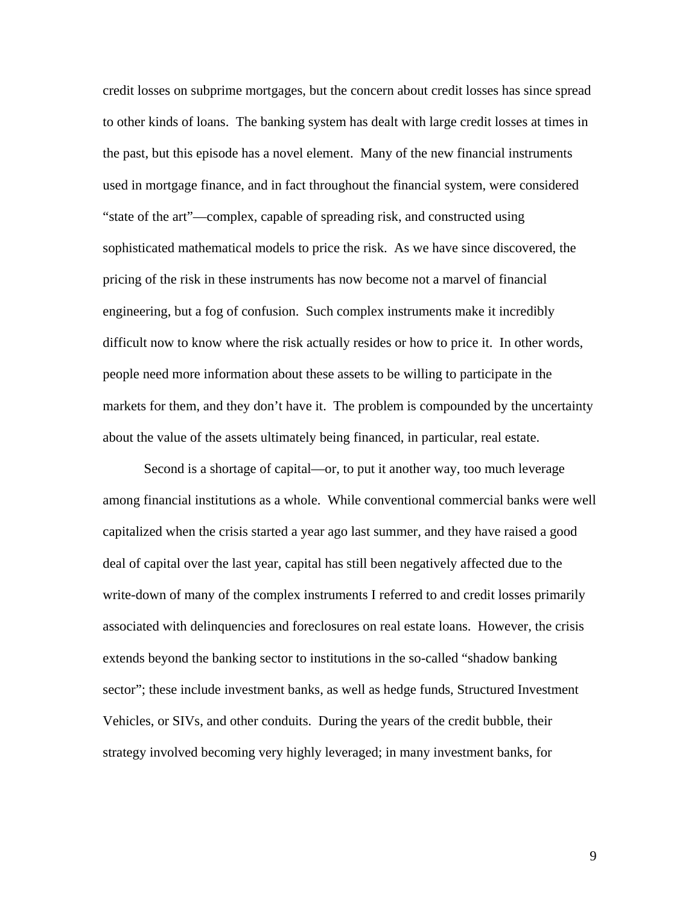credit losses on subprime mortgages, but the concern about credit losses has since spread to other kinds of loans. The banking system has dealt with large credit losses at times in the past, but this episode has a novel element. Many of the new financial instruments used in mortgage finance, and in fact throughout the financial system, were considered "state of the art"—complex, capable of spreading risk, and constructed using sophisticated mathematical models to price the risk. As we have since discovered, the pricing of the risk in these instruments has now become not a marvel of financial engineering, but a fog of confusion. Such complex instruments make it incredibly difficult now to know where the risk actually resides or how to price it. In other words, people need more information about these assets to be willing to participate in the markets for them, and they don't have it. The problem is compounded by the uncertainty about the value of the assets ultimately being financed, in particular, real estate.

Second is a shortage of capital—or, to put it another way, too much leverage among financial institutions as a whole. While conventional commercial banks were well capitalized when the crisis started a year ago last summer, and they have raised a good deal of capital over the last year, capital has still been negatively affected due to the write-down of many of the complex instruments I referred to and credit losses primarily associated with delinquencies and foreclosures on real estate loans. However, the crisis extends beyond the banking sector to institutions in the so-called "shadow banking sector"; these include investment banks, as well as hedge funds, Structured Investment Vehicles, or SIVs, and other conduits. During the years of the credit bubble, their strategy involved becoming very highly leveraged; in many investment banks, for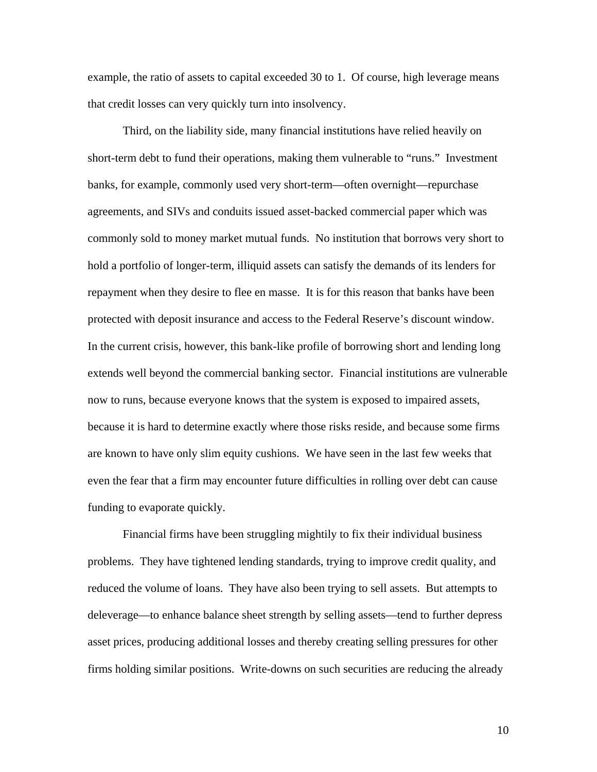example, the ratio of assets to capital exceeded 30 to 1. Of course, high leverage means that credit losses can very quickly turn into insolvency.

Third, on the liability side, many financial institutions have relied heavily on short-term debt to fund their operations, making them vulnerable to "runs." Investment banks, for example, commonly used very short-term—often overnight—repurchase agreements, and SIVs and conduits issued asset-backed commercial paper which was commonly sold to money market mutual funds. No institution that borrows very short to hold a portfolio of longer-term, illiquid assets can satisfy the demands of its lenders for repayment when they desire to flee en masse. It is for this reason that banks have been protected with deposit insurance and access to the Federal Reserve's discount window. In the current crisis, however, this bank-like profile of borrowing short and lending long extends well beyond the commercial banking sector. Financial institutions are vulnerable now to runs, because everyone knows that the system is exposed to impaired assets, because it is hard to determine exactly where those risks reside, and because some firms are known to have only slim equity cushions. We have seen in the last few weeks that even the fear that a firm may encounter future difficulties in rolling over debt can cause funding to evaporate quickly.

Financial firms have been struggling mightily to fix their individual business problems. They have tightened lending standards, trying to improve credit quality, and reduced the volume of loans. They have also been trying to sell assets. But attempts to deleverage—to enhance balance sheet strength by selling assets—tend to further depress asset prices, producing additional losses and thereby creating selling pressures for other firms holding similar positions. Write-downs on such securities are reducing the already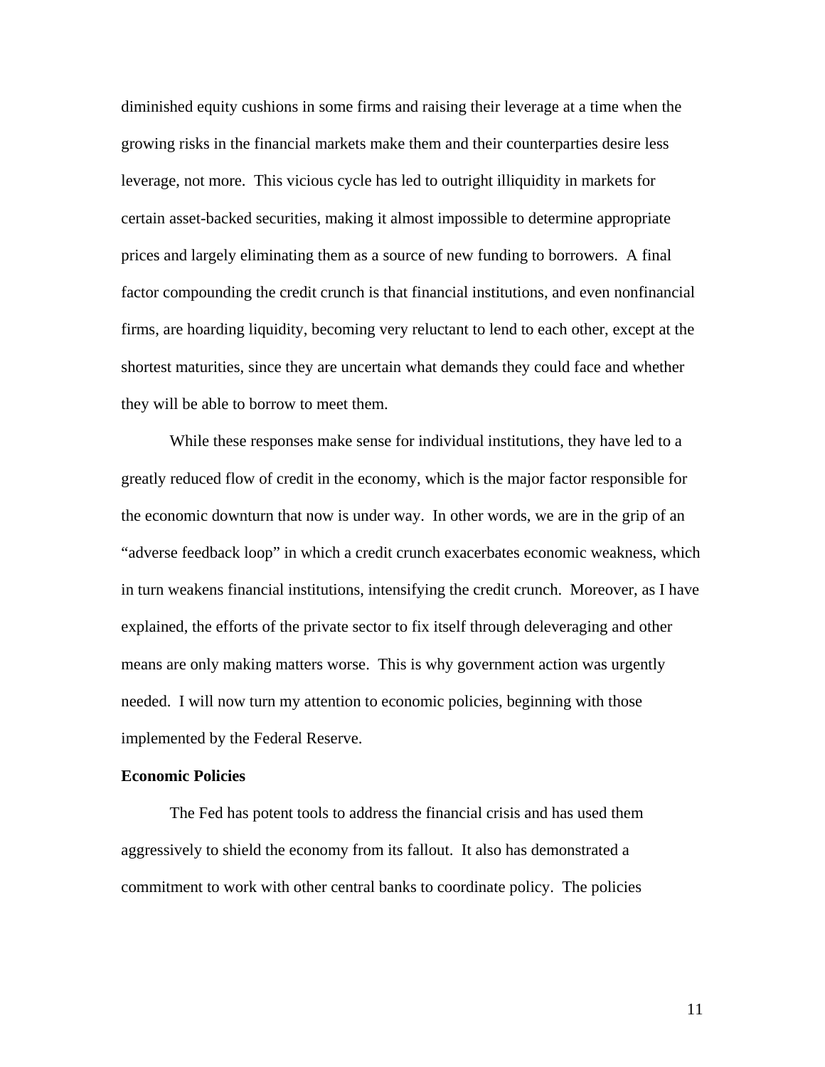diminished equity cushions in some firms and raising their leverage at a time when the growing risks in the financial markets make them and their counterparties desire less leverage, not more. This vicious cycle has led to outright illiquidity in markets for certain asset-backed securities, making it almost impossible to determine appropriate prices and largely eliminating them as a source of new funding to borrowers. A final factor compounding the credit crunch is that financial institutions, and even nonfinancial firms, are hoarding liquidity, becoming very reluctant to lend to each other, except at the shortest maturities, since they are uncertain what demands they could face and whether they will be able to borrow to meet them.

While these responses make sense for individual institutions, they have led to a greatly reduced flow of credit in the economy, which is the major factor responsible for the economic downturn that now is under way. In other words, we are in the grip of an "adverse feedback loop" in which a credit crunch exacerbates economic weakness, which in turn weakens financial institutions, intensifying the credit crunch. Moreover, as I have explained, the efforts of the private sector to fix itself through deleveraging and other means are only making matters worse. This is why government action was urgently needed. I will now turn my attention to economic policies, beginning with those implemented by the Federal Reserve.

**Economic Policies**

The Fed has potent tools to address the financial crisis and has used them aggressively to shield the economy from its fallout. It also has demonstrated a commitment to work with other central banks to coordinate policy. The policies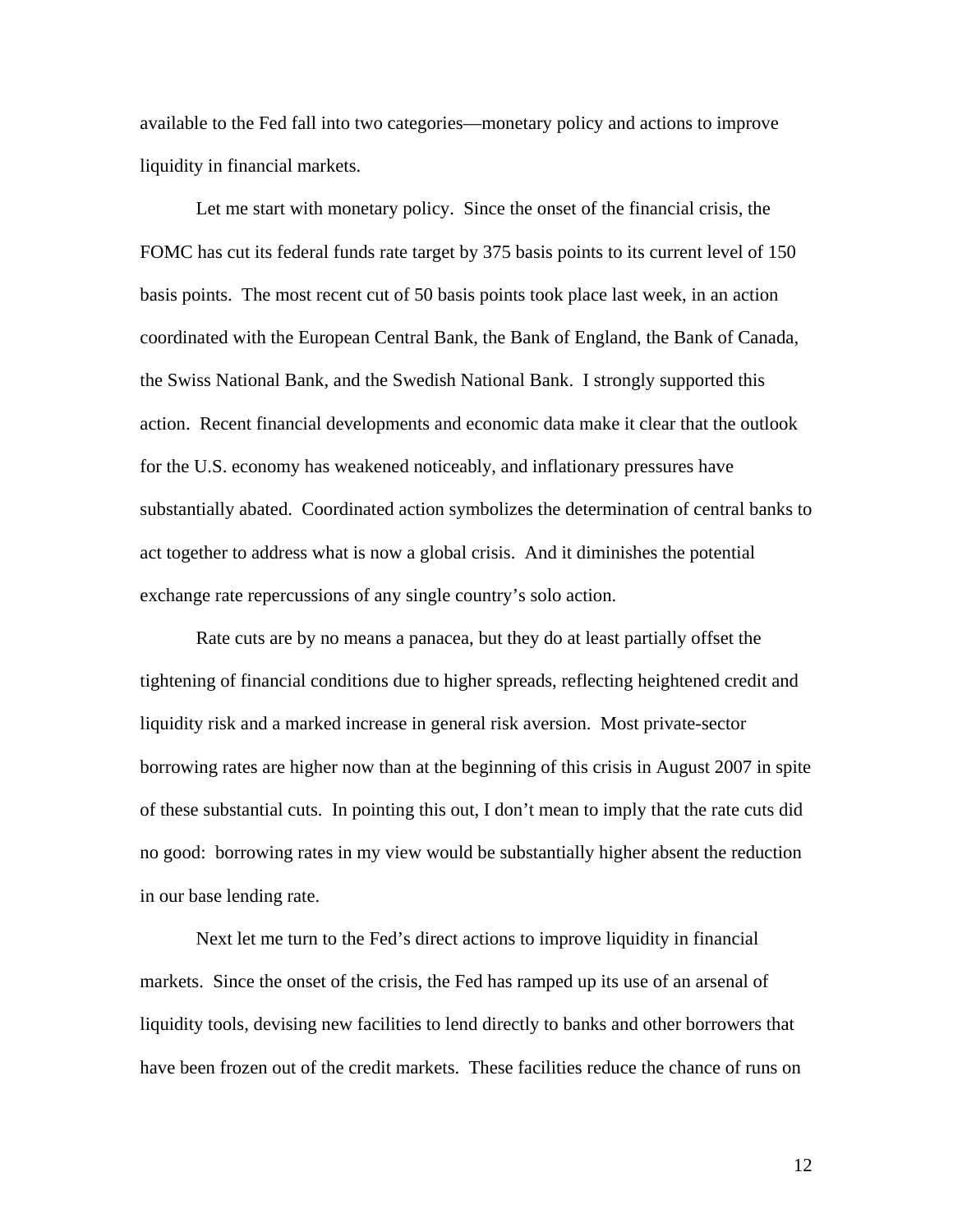available to the Fed fall into two categories—monetary policy and actions to improve liquidity in financial markets.

Let me start with monetary policy. Since the onset of the financial crisis, the FOMC has cut its federal funds rate target by 375 basis points to its current level of 150 basis points. The most recent cut of 50 basis points took place last week, in an action coordinated with the European Central Bank, the Bank of England, the Bank of Canada, the Swiss National Bank, and the Swedish National Bank. I strongly supported this action. Recent financial developments and economic data make it clear that the outlook for the U.S. economy has weakened noticeably, and inflationary pressures have substantially abated. Coordinated action symbolizes the determination of central banks to act together to address what is now a global crisis. And it diminishes the potential exchange rate repercussions of any single country's solo action.

Rate cuts are by no means a panacea, but they do at least partially offset the tightening of financial conditions due to higher spreads, reflecting heightened credit and liquidity risk and a marked increase in general risk aversion. Most private-sector borrowing rates are higher now than at the beginning of this crisis in August 2007 in spite of these substantial cuts. In pointing this out, I don't mean to imply that the rate cuts did no good: borrowing rates in my view would be substantially higher absent the reduction in our base lending rate.

Next let me turn to the Fed's direct actions to improve liquidity in financial markets. Since the onset of the crisis, the Fed has ramped up its use of an arsenal of liquidity tools, devising new facilities to lend directly to banks and other borrowers that have been frozen out of the credit markets. These facilities reduce the chance of runs on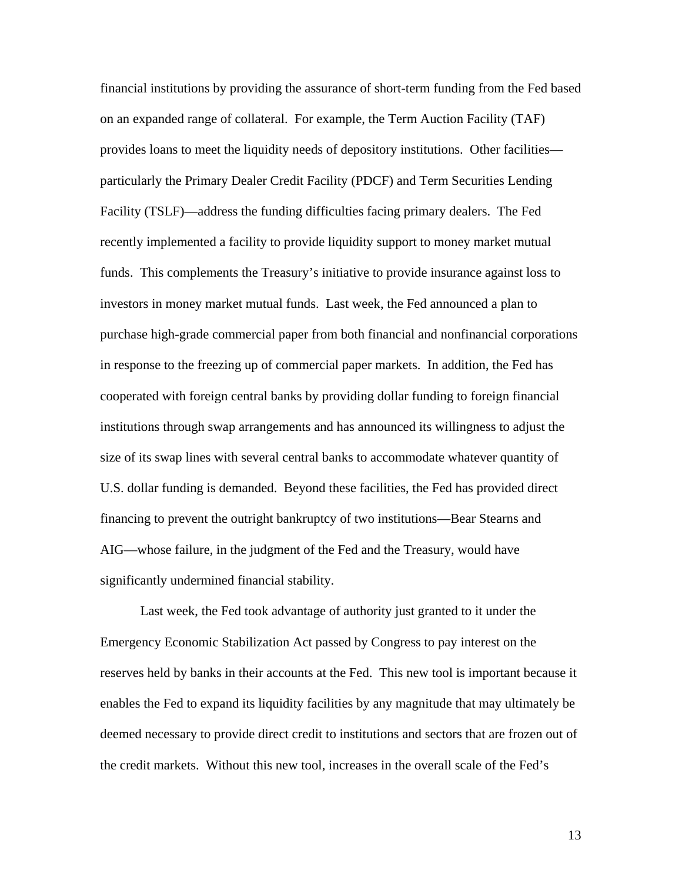financial institutions by providing the assurance of short-term funding from the Fed based on an expanded range of collateral. For example, the Term Auction Facility (TAF) provides loans to meet the liquidity needs of depository institutions. Other facilities—particularly the Primary Dealer Credit Facility (PDCF) and Term Securities Lending Facility (TSLF)—address the funding difficulties facing primary dealers. The Fed recently implemented a facility to provide liquidity support to money market mutual funds. This complements the Treasury's initiative to provide insurance against loss to investors in money market mutual funds. Last week, the Fed announced a plan to purchase high-grade commercial paper from both financial and nonfinancial corporations in response to the freezing up of commercial paper markets. In addition, the Fed has cooperated with foreign central banks by providing dollar funding to foreign financial institutions through swap arrangements and has announced its willingness to adjust the size of its swap lines with several central banks to accommodate whatever quantity of U.S. dollar funding is demanded. Beyond these facilities, the Fed has provided direct financing to prevent the outright bankruptcy of two institutions—Bear Stearns and AIG—whose failure, in the judgment of the Fed and the Treasury, would have significantly undermined financial stability.

Last week, the Fed took advantage of authority just granted to it under the Emergency Economic Stabilization Act passed by Congress to pay interest on the reserves held by banks in their accounts at the Fed. This new tool is important because it enables the Fed to expand its liquidity facilities by any magnitude that may ultimately be deemed necessary to provide direct credit to institutions and sectors that are frozen out of the credit markets. Without this new tool, increases in the overall scale of the Fed's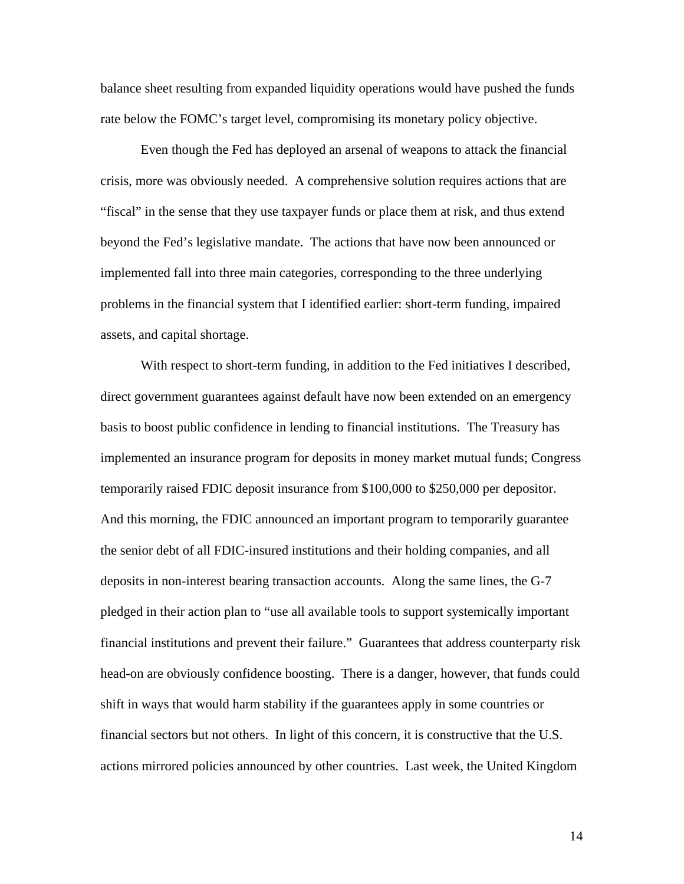balance sheet resulting from expanded liquidity operations would have pushed the funds rate below the FOMC's target level, compromising its monetary policy objective.

Even though the Fed has deployed an arsenal of weapons to attack the financial crisis, more was obviously needed. A comprehensive solution requires actions that are "fiscal" in the sense that they use taxpayer funds or place them at risk, and thus extend beyond the Fed's legislative mandate. The actions that have now been announced or implemented fall into three main categories, corresponding to the three underlying problems in the financial system that I identified earlier: short-term funding, impaired assets, and capital shortage.

With respect to short-term funding, in addition to the Fed initiatives I described, direct government guarantees against default have now been extended on an emergency basis to boost public confidence in lending to financial institutions. The Treasury has implemented an insurance program for deposits in money market mutual funds; Congress temporarily raised FDIC deposit insurance from $100,000 to $250,000 per depositor. And this morning, the FDIC announced an important program to temporarily guarantee the senior debt of all FDIC-insured institutions and their holding companies, and all deposits in non-interest bearing transaction accounts. Along the same lines, the G-7 pledged in their action plan to "use all available tools to support systemically important financial institutions and prevent their failure." Guarantees that address counterparty risk head-on are obviously confidence boosting. There is a danger, however, that funds could shift in ways that would harm stability if the guarantees apply in some countries or financial sectors but not others. In light of this concern, it is constructive that the U.S. actions mirrored policies announced by other countries. Last week, the United Kingdom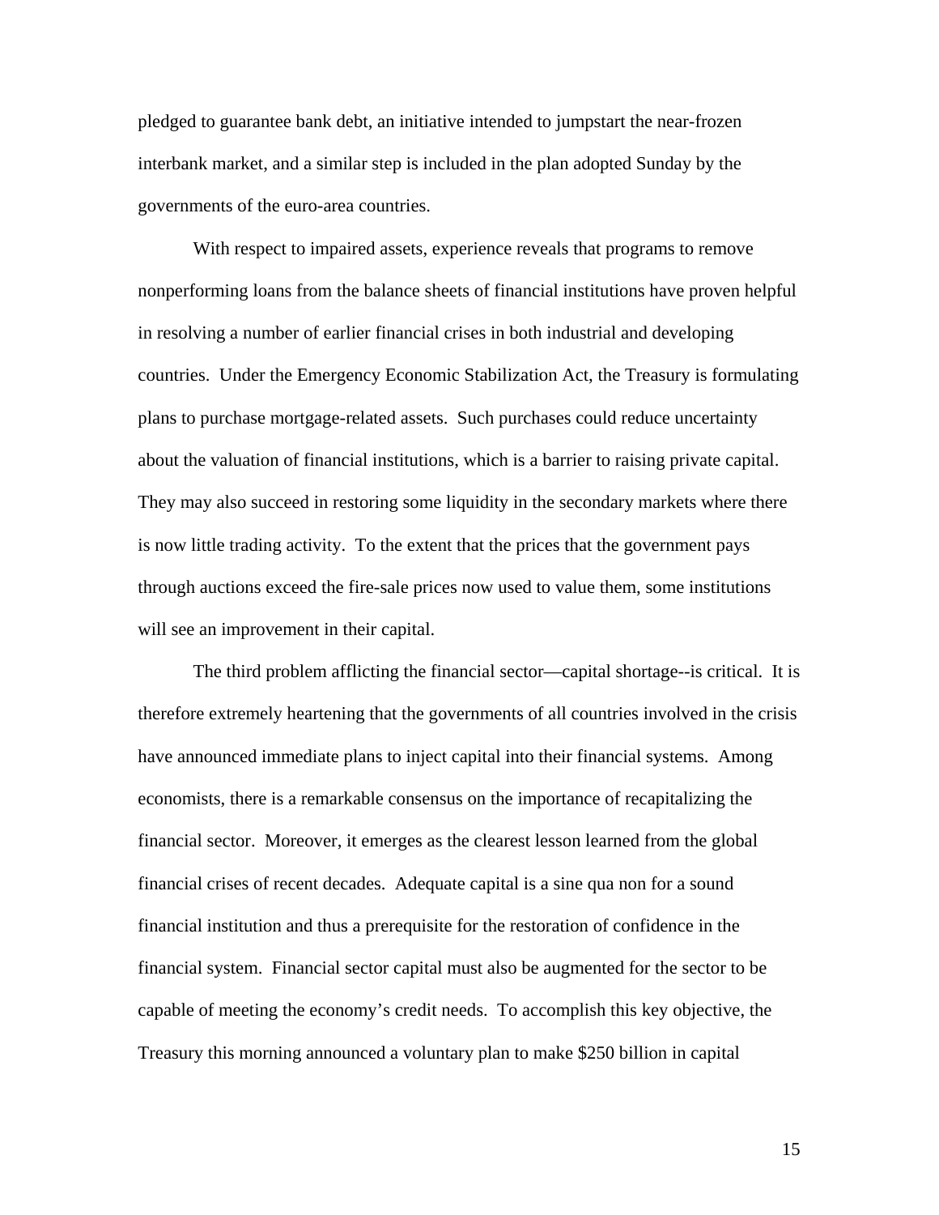pledged to guarantee bank debt, an initiative intended to jumpstart the near-frozen interbank market, and a similar step is included in the plan adopted Sunday by the governments of the euro-area countries.

With respect to impaired assets, experience reveals that programs to remove nonperforming loans from the balance sheets of financial institutions have proven helpful in resolving a number of earlier financial crises in both industrial and developing countries. Under the Emergency Economic Stabilization Act, the Treasury is formulating plans to purchase mortgage-related assets. Such purchases could reduce uncertainty about the valuation of financial institutions, which is a barrier to raising private capital. They may also succeed in restoring some liquidity in the secondary markets where there is now little trading activity. To the extent that the prices that the government pays through auctions exceed the fire-sale prices now used to value them, some institutions will see an improvement in their capital.

The third problem afflicting the financial sector—capital shortage--is critical. It is therefore extremely heartening that the governments of all countries involved in the crisis have announced immediate plans to inject capital into their financial systems. Among economists, there is a remarkable consensus on the importance of recapitalizing the financial sector. Moreover, it emerges as the clearest lesson learned from the global financial crises of recent decades. Adequate capital is a sine qua non for a sound financial institution and thus a prerequisite for the restoration of confidence in the financial system. Financial sector capital must also be augmented for the sector to be capable of meeting the economy's credit needs. To accomplish this key objective, the Treasury this morning announced a voluntary plan to make $250 billion in capital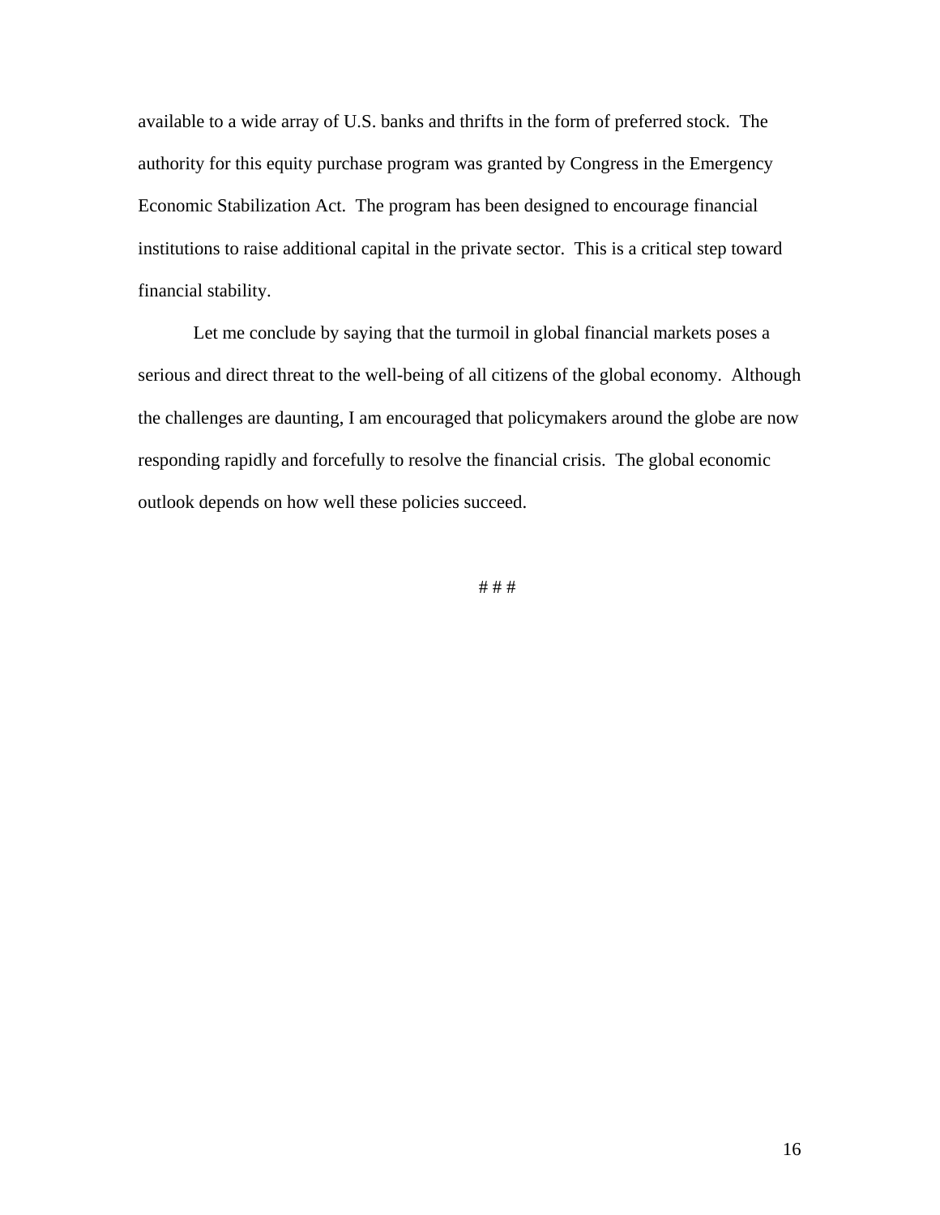available to a wide array of U.S. banks and thrifts in the form of preferred stock. The authority for this equity purchase program was granted by Congress in the Emergency Economic Stabilization Act. The program has been designed to encourage financial institutions to raise additional capital in the private sector. This is a critical step toward financial stability.

Let me conclude by saying that the turmoil in global financial markets poses a serious and direct threat to the well-being of all citizens of the global economy. Although the challenges are daunting, I am encouraged that policymakers around the globe are now responding rapidly and forcefully to resolve the financial crisis. The global economic outlook depends on how well these policies succeed.

# # #